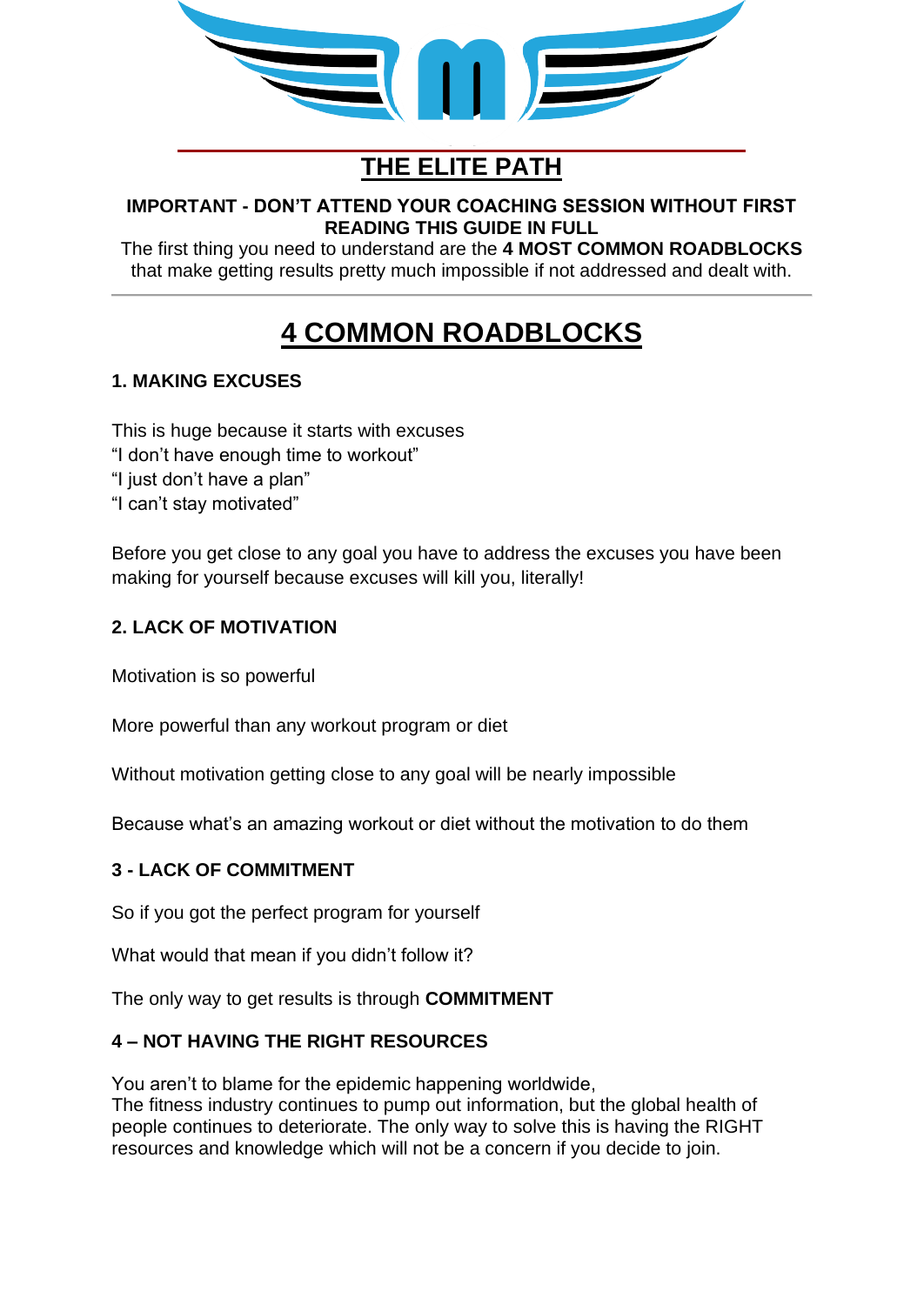# THE ELITE PATH

**IMPORTANT - DON'T ATTEND YOUR COACHING SESSION WITHOUT FIRST READING THIS GUIDE IN FULL**

The first thing you need to understand are the **4 MOST COMMON ROADBLOCKS** that make getting results pretty much impossible if not addressed and dealt with.

---

## 4 COMMON ROADBLOCKS

### 1. MAKING EXCUSES

This is huge because it starts with excuses
"I don't have enough time to workout"
"I just don't have a plan"
"I can't stay motivated"

Before you get close to any goal you have to address the excuses you have been making for yourself because excuses will kill you, literally!

### 2. LACK OF MOTIVATION

Motivation is so powerful

More powerful than any workout program or diet

Without motivation getting close to any goal will be nearly impossible

Because what's an amazing workout or diet without the motivation to do them

### 3 - LACK OF COMMITMENT

So if you got the perfect program for yourself

What would that mean if you didn't follow it?

The only way to get results is through **COMMITMENT**

### 4 – NOT HAVING THE RIGHT RESOURCES

You aren't to blame for the epidemic happening worldwide,
The fitness industry continues to pump out information, but the global health of people continues to deteriorate. The only way to solve this is having the RIGHT resources and knowledge which will not be a concern if you decide to join.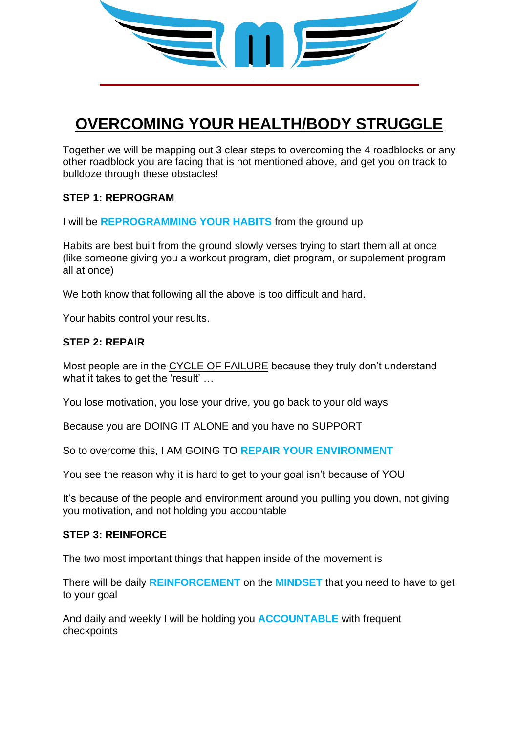# <u>OVERCOMING YOUR HEALTH/BODY STRUGGLE</u>

Together we will be mapping out 3 clear steps to overcoming the 4 roadblocks or any other roadblock you are facing that is not mentioned above, and get you on track to bulldoze through these obstacles!

**STEP 1: REPROGRAM**

I will be **REPROGRAMMING YOUR HABITS** from the ground up

Habits are best built from the ground slowly verses trying to start them all at once (like someone giving you a workout program, diet program, or supplement program all at once)

We both know that following all the above is too difficult and hard.

Your habits control your results.

**STEP 2: REPAIR**

Most people are in the <u>CYCLE OF FAILURE</u> because they truly don't understand what it takes to get the 'result' …

You lose motivation, you lose your drive, you go back to your old ways

Because you are DOING IT ALONE and you have no SUPPORT

So to overcome this, I AM GOING TO **REPAIR YOUR ENVIRONMENT**

You see the reason why it is hard to get to your goal isn't because of YOU

It's because of the people and environment around you pulling you down, not giving you motivation, and not holding you accountable

**STEP 3: REINFORCE**

The two most important things that happen inside of the movement is

There will be daily **REINFORCEMENT** on the **MINDSET** that you need to have to get to your goal

And daily and weekly I will be holding you **ACCOUNTABLE** with frequent checkpoints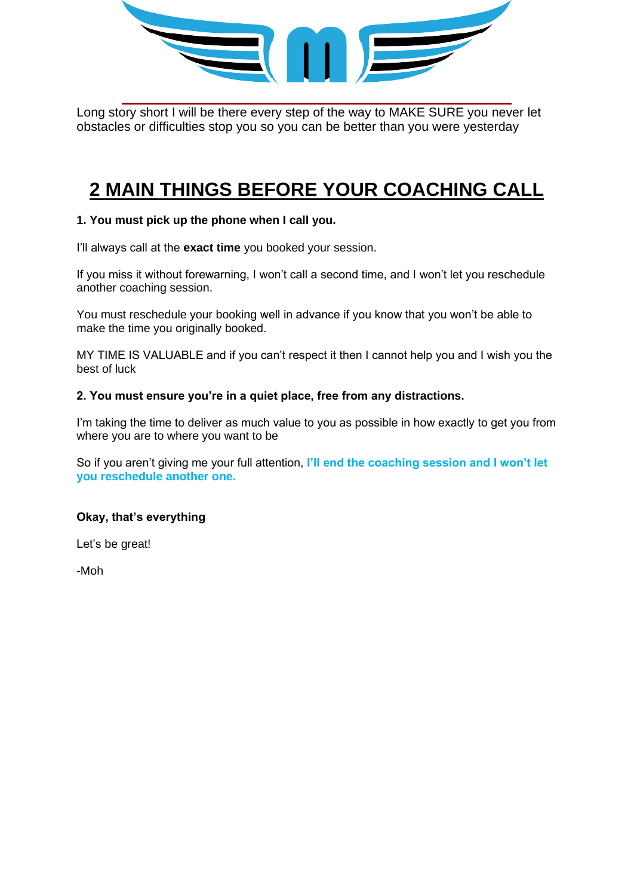Long story short I will be there every step of the way to MAKE SURE you never let obstacles or difficulties stop you so you can be better than you were yesterday

# 2 MAIN THINGS BEFORE YOUR COACHING CALL

**1. You must pick up the phone when I call you.**

I'll always call at the **exact time** you booked your session.

If you miss it without forewarning, I won't call a second time, and I won't let you reschedule another coaching session.

You must reschedule your booking well in advance if you know that you won't be able to make the time you originally booked.

MY TIME IS VALUABLE and if you can't respect it then I cannot help you and I wish you the best of luck

**2. You must ensure you're in a quiet place, free from any distractions.**

I'm taking the time to deliver as much value to you as possible in how exactly to get you from where you are to where you want to be

So if you aren't giving me your full attention, **I'll end the coaching session and I won't let you reschedule another one.**

**Okay, that's everything**

Let's be great!

-Moh